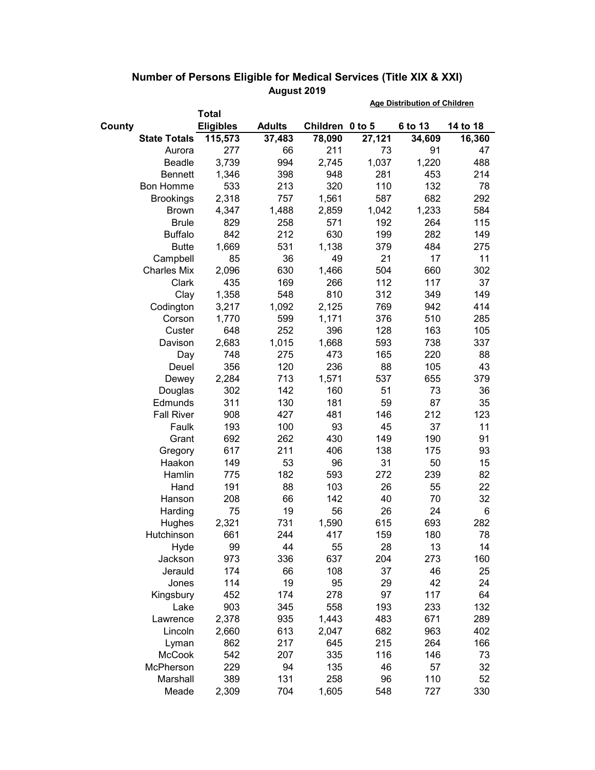# Number of Persons Eligible for Medical Services (Title XIX & XXI)

## August 2019

| County | Total Eligibles | Adults | Children | Age Distribution of Children | | |
|---|---|---|---|---|---|---|
| | | | | 0 to 5 | 6 to 13 | 14 to 18 |
| **State Totals** | **115,573** | **37,483** | **78,090** | **27,121** | **34,609** | **16,360** |
| Aurora | 277 | 66 | 211 | 73 | 91 | 47 |
| Beadle | 3,739 | 994 | 2,745 | 1,037 | 1,220 | 488 |
| Bennett | 1,346 | 398 | 948 | 281 | 453 | 214 |
| Bon Homme | 533 | 213 | 320 | 110 | 132 | 78 |
| Brookings | 2,318 | 757 | 1,561 | 587 | 682 | 292 |
| Brown | 4,347 | 1,488 | 2,859 | 1,042 | 1,233 | 584 |
| Brule | 829 | 258 | 571 | 192 | 264 | 115 |
| Buffalo | 842 | 212 | 630 | 199 | 282 | 149 |
| Butte | 1,669 | 531 | 1,138 | 379 | 484 | 275 |
| Campbell | 85 | 36 | 49 | 21 | 17 | 11 |
| Charles Mix | 2,096 | 630 | 1,466 | 504 | 660 | 302 |
| Clark | 435 | 169 | 266 | 112 | 117 | 37 |
| Clay | 1,358 | 548 | 810 | 312 | 349 | 149 |
| Codington | 3,217 | 1,092 | 2,125 | 769 | 942 | 414 |
| Corson | 1,770 | 599 | 1,171 | 376 | 510 | 285 |
| Custer | 648 | 252 | 396 | 128 | 163 | 105 |
| Davison | 2,683 | 1,015 | 1,668 | 593 | 738 | 337 |
| Day | 748 | 275 | 473 | 165 | 220 | 88 |
| Deuel | 356 | 120 | 236 | 88 | 105 | 43 |
| Dewey | 2,284 | 713 | 1,571 | 537 | 655 | 379 |
| Douglas | 302 | 142 | 160 | 51 | 73 | 36 |
| Edmunds | 311 | 130 | 181 | 59 | 87 | 35 |
| Fall River | 908 | 427 | 481 | 146 | 212 | 123 |
| Faulk | 193 | 100 | 93 | 45 | 37 | 11 |
| Grant | 692 | 262 | 430 | 149 | 190 | 91 |
| Gregory | 617 | 211 | 406 | 138 | 175 | 93 |
| Haakon | 149 | 53 | 96 | 31 | 50 | 15 |
| Hamlin | 775 | 182 | 593 | 272 | 239 | 82 |
| Hand | 191 | 88 | 103 | 26 | 55 | 22 |
| Hanson | 208 | 66 | 142 | 40 | 70 | 32 |
| Harding | 75 | 19 | 56 | 26 | 24 | 6 |
| Hughes | 2,321 | 731 | 1,590 | 615 | 693 | 282 |
| Hutchinson | 661 | 244 | 417 | 159 | 180 | 78 |
| Hyde | 99 | 44 | 55 | 28 | 13 | 14 |
| Jackson | 973 | 336 | 637 | 204 | 273 | 160 |
| Jerauld | 174 | 66 | 108 | 37 | 46 | 25 |
| Jones | 114 | 19 | 95 | 29 | 42 | 24 |
| Kingsbury | 452 | 174 | 278 | 97 | 117 | 64 |
| Lake | 903 | 345 | 558 | 193 | 233 | 132 |
| Lawrence | 2,378 | 935 | 1,443 | 483 | 671 | 289 |
| Lincoln | 2,660 | 613 | 2,047 | 682 | 963 | 402 |
| Lyman | 862 | 217 | 645 | 215 | 264 | 166 |
| McCook | 542 | 207 | 335 | 116 | 146 | 73 |
| McPherson | 229 | 94 | 135 | 46 | 57 | 32 |
| Marshall | 389 | 131 | 258 | 96 | 110 | 52 |
| Meade | 2,309 | 704 | 1,605 | 548 | 727 | 330 |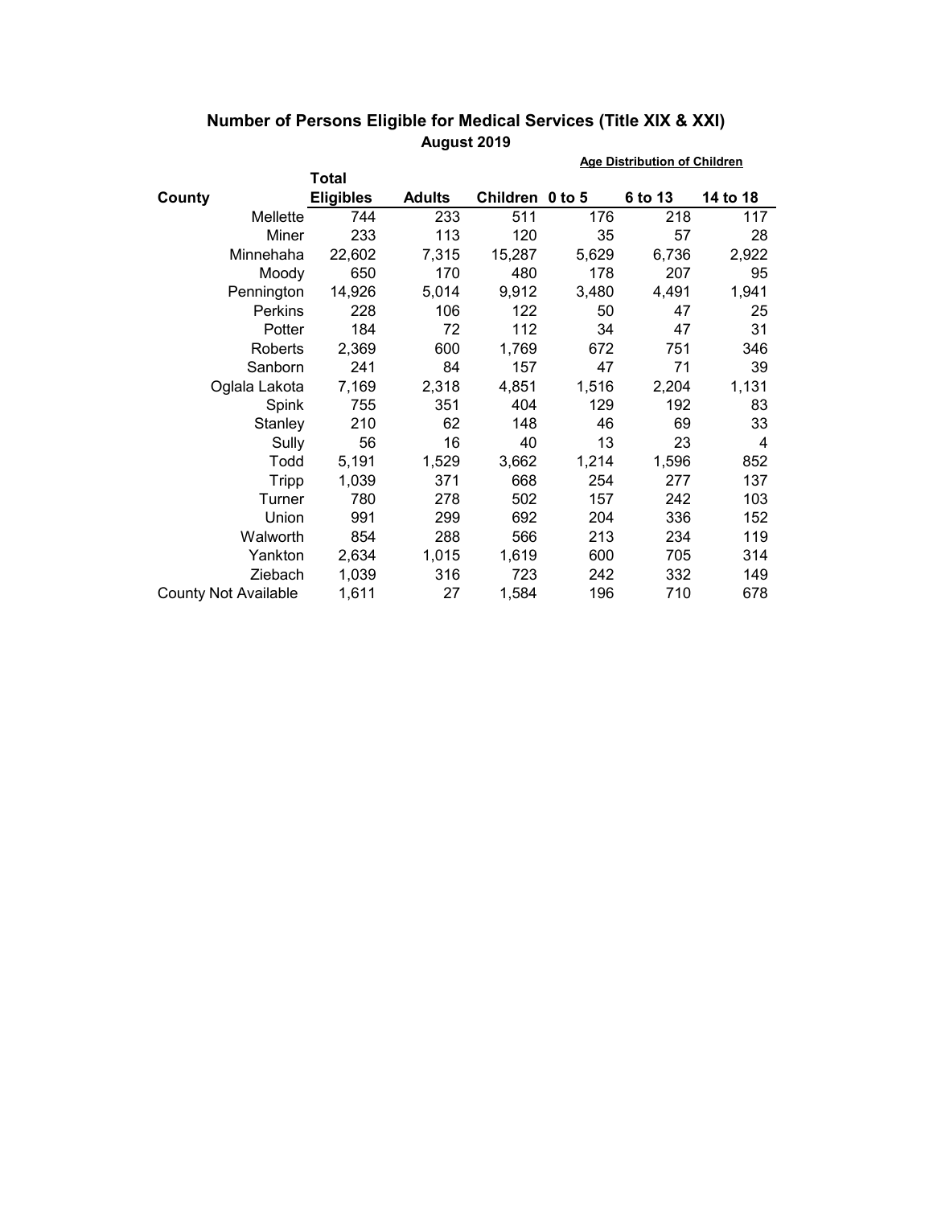## Number of Persons Eligible for Medical Services (Title XIX & XXI)
### August 2019

| County | Total Eligibles | Adults | Children | Age Distribution of Children: 0 to 5 | 6 to 13 | 14 to 18 |
|---|---|---|---|---|---|---|
| Mellette | 744 | 233 | 511 | 176 | 218 | 117 |
| Miner | 233 | 113 | 120 | 35 | 57 | 28 |
| Minnehaha | 22,602 | 7,315 | 15,287 | 5,629 | 6,736 | 2,922 |
| Moody | 650 | 170 | 480 | 178 | 207 | 95 |
| Pennington | 14,926 | 5,014 | 9,912 | 3,480 | 4,491 | 1,941 |
| Perkins | 228 | 106 | 122 | 50 | 47 | 25 |
| Potter | 184 | 72 | 112 | 34 | 47 | 31 |
| Roberts | 2,369 | 600 | 1,769 | 672 | 751 | 346 |
| Sanborn | 241 | 84 | 157 | 47 | 71 | 39 |
| Oglala Lakota | 7,169 | 2,318 | 4,851 | 1,516 | 2,204 | 1,131 |
| Spink | 755 | 351 | 404 | 129 | 192 | 83 |
| Stanley | 210 | 62 | 148 | 46 | 69 | 33 |
| Sully | 56 | 16 | 40 | 13 | 23 | 4 |
| Todd | 5,191 | 1,529 | 3,662 | 1,214 | 1,596 | 852 |
| Tripp | 1,039 | 371 | 668 | 254 | 277 | 137 |
| Turner | 780 | 278 | 502 | 157 | 242 | 103 |
| Union | 991 | 299 | 692 | 204 | 336 | 152 |
| Walworth | 854 | 288 | 566 | 213 | 234 | 119 |
| Yankton | 2,634 | 1,015 | 1,619 | 600 | 705 | 314 |
| Ziebach | 1,039 | 316 | 723 | 242 | 332 | 149 |
| County Not Available | 1,611 | 27 | 1,584 | 196 | 710 | 678 |